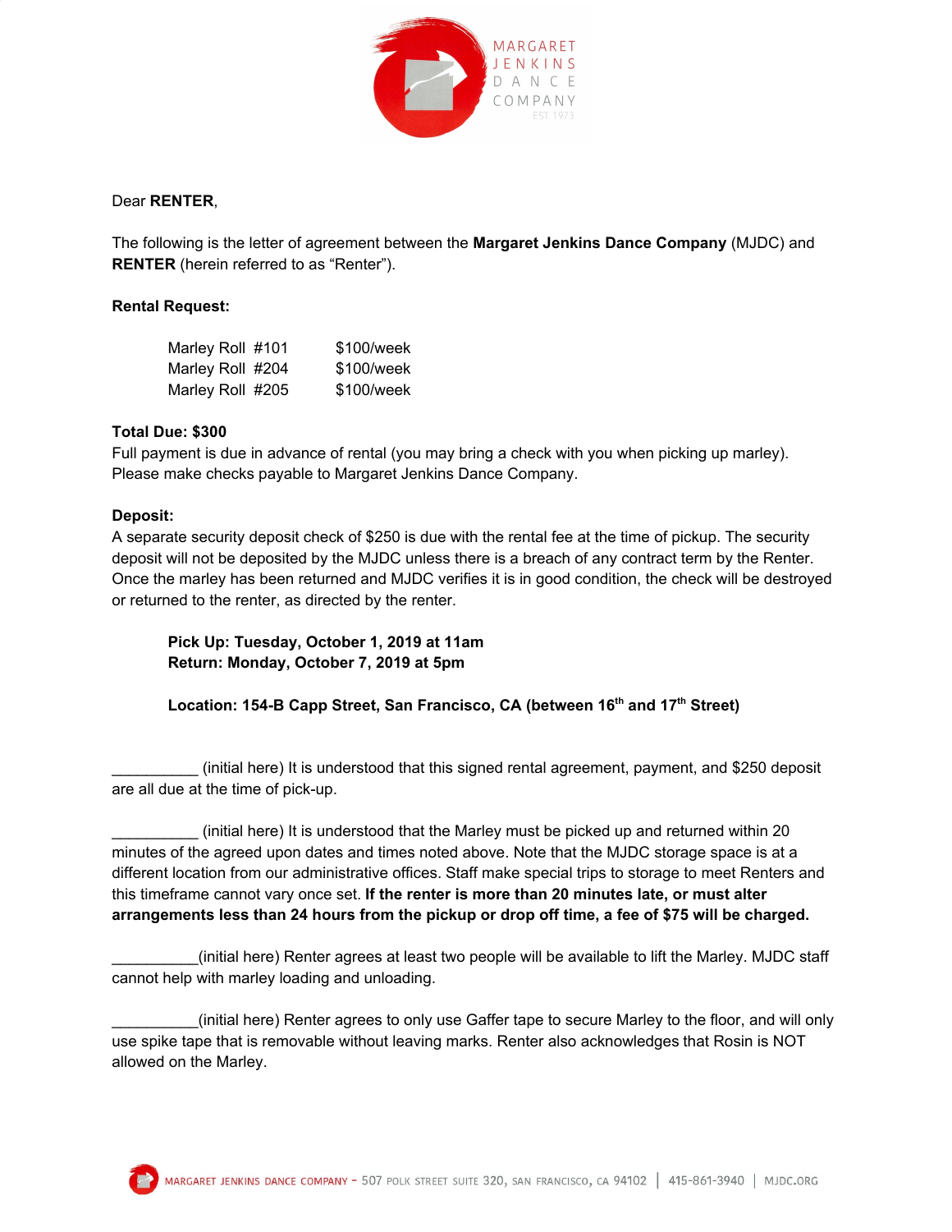Dear **RENTER**,

The following is the letter of agreement between the **Margaret Jenkins Dance Company** (MJDC) and **RENTER** (herein referred to as "Renter").

**Rental Request:**

| | |
|---|---|
| Marley Roll #101 | $100/week |
| Marley Roll #204 | $100/week |
| Marley Roll #205 | $100/week |

**Total Due: $300**
Full payment is due in advance of rental (you may bring a check with you when picking up marley). Please make checks payable to Margaret Jenkins Dance Company.

**Deposit:**
A separate security deposit check of $250 is due with the rental fee at the time of pickup. The security deposit will not be deposited by the MJDC unless there is a breach of any contract term by the Renter. Once the marley has been returned and MJDC verifies it is in good condition, the check will be destroyed or returned to the renter, as directed by the renter.

**Pick Up: Tuesday, October 1, 2019 at 11am**
**Return: Monday, October 7, 2019 at 5pm**

**Location: 154-B Capp Street, San Francisco, CA (between 16th and 17th Street)**

__________ (initial here) It is understood that this signed rental agreement, payment, and $250 deposit are all due at the time of pick-up.

__________ (initial here) It is understood that the Marley must be picked up and returned within 20 minutes of the agreed upon dates and times noted above. Note that the MJDC storage space is at a different location from our administrative offices. Staff make special trips to storage to meet Renters and this timeframe cannot vary once set. **If the renter is more than 20 minutes late, or must alter arrangements less than 24 hours from the pickup or drop off time, a fee of $75 will be charged.**

__________(initial here) Renter agrees at least two people will be available to lift the Marley. MJDC staff cannot help with marley loading and unloading.

__________(initial here) Renter agrees to only use Gaffer tape to secure Marley to the floor, and will only use spike tape that is removable without leaving marks. Renter also acknowledges that Rosin is NOT allowed on the Marley.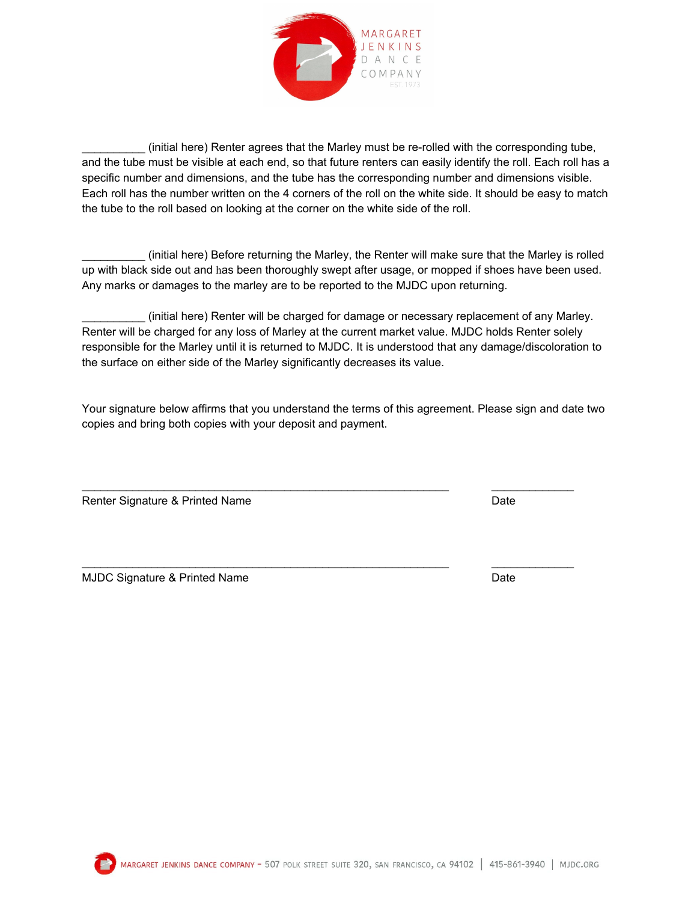__________ (initial here) Renter agrees that the Marley must be re-rolled with the corresponding tube, and the tube must be visible at each end, so that future renters can easily identify the roll. Each roll has a specific number and dimensions, and the tube has the corresponding number and dimensions visible. Each roll has the number written on the 4 corners of the roll on the white side. It should be easy to match the tube to the roll based on looking at the corner on the white side of the roll.

__________ (initial here) Before returning the Marley, the Renter will make sure that the Marley is rolled up with black side out and has been thoroughly swept after usage, or mopped if shoes have been used. Any marks or damages to the marley are to be reported to the MJDC upon returning.

__________ (initial here) Renter will be charged for damage or necessary replacement of any Marley. Renter will be charged for any loss of Marley at the current market value. MJDC holds Renter solely responsible for the Marley until it is returned to MJDC. It is understood that any damage/discoloration to the surface on either side of the Marley significantly decreases its value.

Your signature below affirms that you understand the terms of this agreement. Please sign and date two copies and bring both copies with your deposit and payment.

______________________________________________________ ____________

Renter Signature & Printed Name Date

______________________________________________________ ____________

MJDC Signature & Printed Name Date